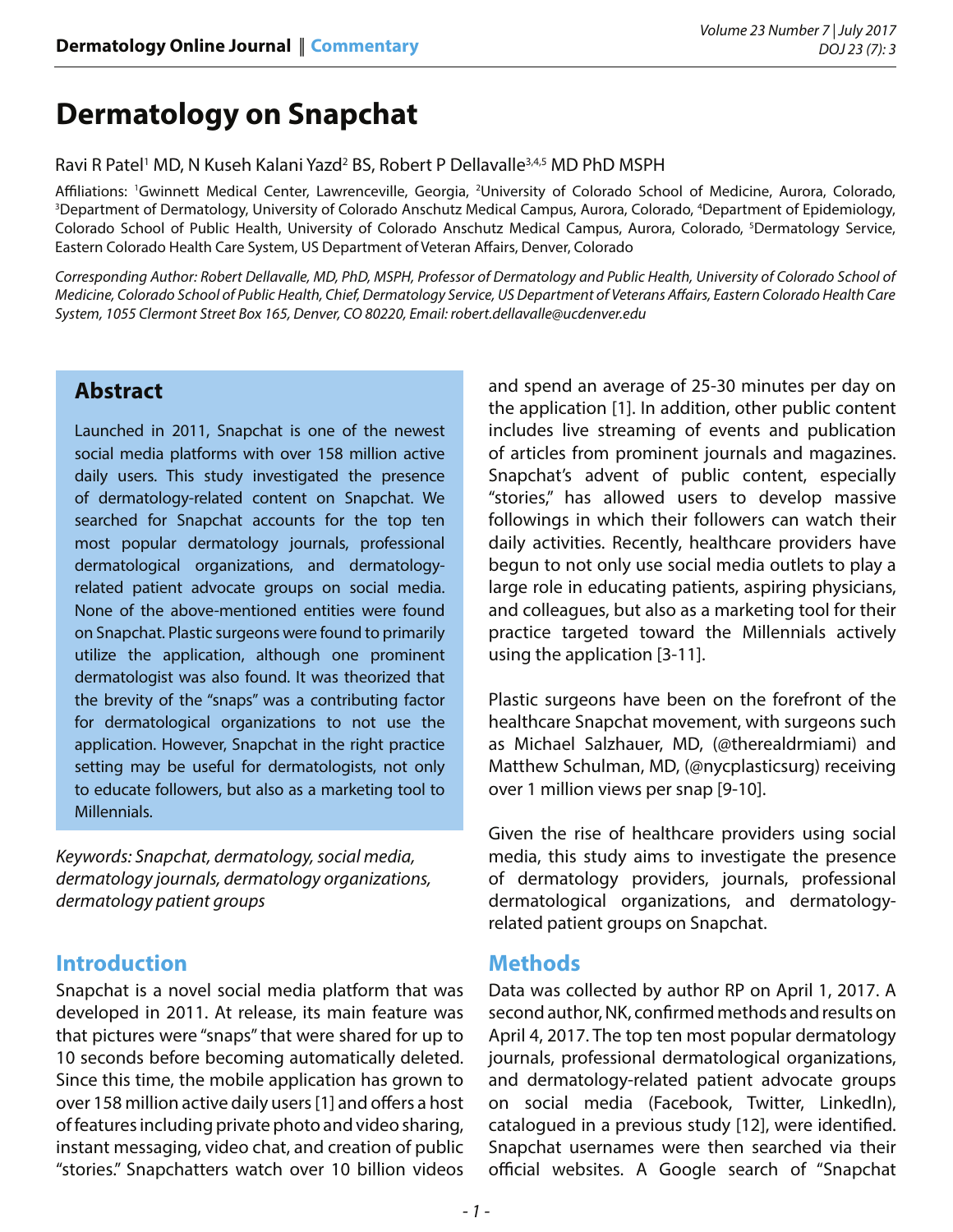# Dermatology on Snapchat

Ravi R Patel[1] MD, N Kuseh Kalani Yazd[2] BS, Robert P Dellavalle[3,4,5] MD PhD MSPH

Affiliations: [1]Gwinnett Medical Center, Lawrenceville, Georgia, [2]University of Colorado School of Medicine, Aurora, Colorado, [3]Department of Dermatology, University of Colorado Anschutz Medical Campus, Aurora, Colorado, [4]Department of Epidemiology, Colorado School of Public Health, University of Colorado Anschutz Medical Campus, Aurora, Colorado, [5]Dermatology Service, Eastern Colorado Health Care System, US Department of Veteran Affairs, Denver, Colorado

*Corresponding Author: Robert Dellavalle, MD, PhD, MSPH, Professor of Dermatology and Public Health, University of Colorado School of Medicine, Colorado School of Public Health, Chief, Dermatology Service, US Department of Veterans Affairs, Eastern Colorado Health Care System, 1055 Clermont Street Box 165, Denver, CO 80220, Email: robert.dellavalle@ucdenver.edu*

## Abstract

Launched in 2011, Snapchat is one of the newest social media platforms with over 158 million active daily users. This study investigated the presence of dermatology-related content on Snapchat. We searched for Snapchat accounts for the top ten most popular dermatology journals, professional dermatological organizations, and dermatology-related patient advocate groups on social media. None of the above-mentioned entities were found on Snapchat. Plastic surgeons were found to primarily utilize the application, although one prominent dermatologist was also found. It was theorized that the brevity of the "snaps" was a contributing factor for dermatological organizations to not use the application. However, Snapchat in the right practice setting may be useful for dermatologists, not only to educate followers, but also as a marketing tool to Millennials.

*Keywords: Snapchat, dermatology, social media, dermatology journals, dermatology organizations, dermatology patient groups*

## Introduction

Snapchat is a novel social media platform that was developed in 2011. At release, its main feature was that pictures were "snaps" that were shared for up to 10 seconds before becoming automatically deleted. Since this time, the mobile application has grown to over 158 million active daily users [1] and offers a host of features including private photo and video sharing, instant messaging, video chat, and creation of public "stories." Snapchatters watch over 10 billion videos and spend an average of 25-30 minutes per day on the application [1]. In addition, other public content includes live streaming of events and publication of articles from prominent journals and magazines. Snapchat's advent of public content, especially "stories," has allowed users to develop massive followings in which their followers can watch their daily activities. Recently, healthcare providers have begun to not only use social media outlets to play a large role in educating patients, aspiring physicians, and colleagues, but also as a marketing tool for their practice targeted toward the Millennials actively using the application [3-11].

Plastic surgeons have been on the forefront of the healthcare Snapchat movement, with surgeons such as Michael Salzhauer, MD, (@therealdrmiami) and Matthew Schulman, MD, (@nycplasticsurg) receiving over 1 million views per snap [9-10].

Given the rise of healthcare providers using social media, this study aims to investigate the presence of dermatology providers, journals, professional dermatological organizations, and dermatology-related patient groups on Snapchat.

## Methods

Data was collected by author RP on April 1, 2017. A second author, NK, confirmed methods and results on April 4, 2017. The top ten most popular dermatology journals, professional dermatological organizations, and dermatology-related patient advocate groups on social media (Facebook, Twitter, LinkedIn), catalogued in a previous study [12], were identified. Snapchat usernames were then searched via their official websites. A Google search of "Snapchat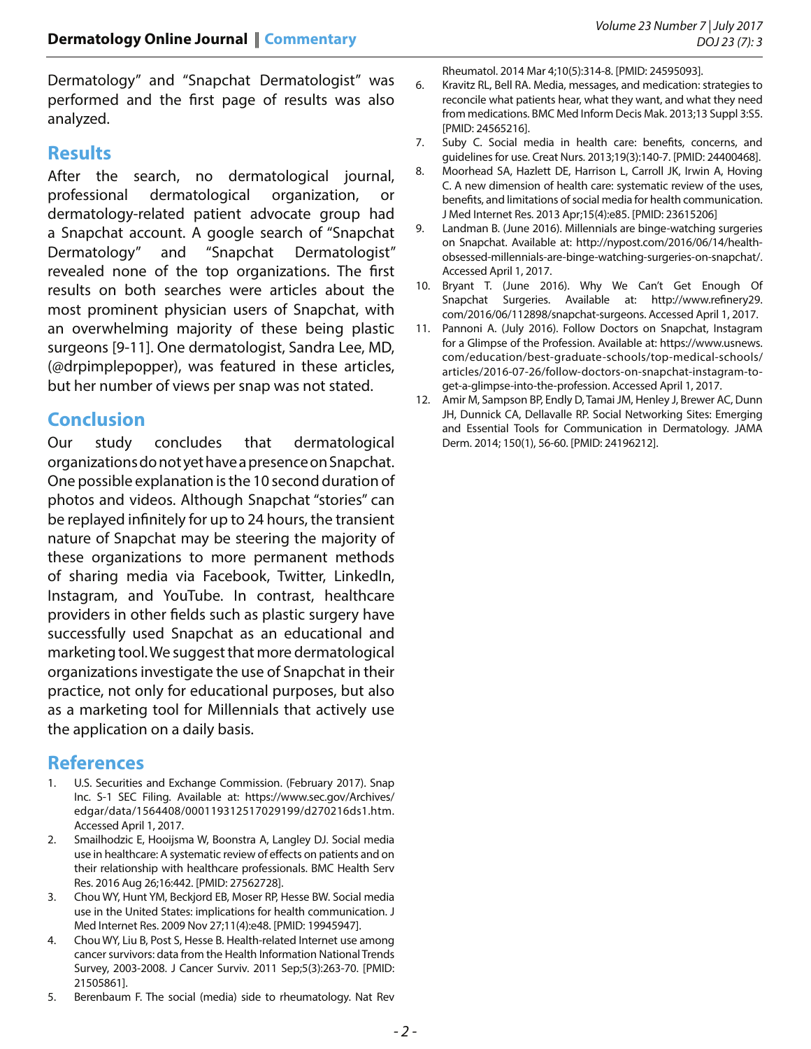Dermatology" and "Snapchat Dermatologist" was performed and the first page of results was also analyzed.

## Results

After the search, no dermatological journal, professional dermatological organization, or dermatology-related patient advocate group had a Snapchat account. A google search of "Snapchat Dermatology" and "Snapchat Dermatologist" revealed none of the top organizations. The first results on both searches were articles about the most prominent physician users of Snapchat, with an overwhelming majority of these being plastic surgeons [9-11]. One dermatologist, Sandra Lee, MD, (@drpimplepopper), was featured in these articles, but her number of views per snap was not stated.

## Conclusion

Our study concludes that dermatological organizations do not yet have a presence on Snapchat. One possible explanation is the 10 second duration of photos and videos. Although Snapchat "stories" can be replayed infinitely for up to 24 hours, the transient nature of Snapchat may be steering the majority of these organizations to more permanent methods of sharing media via Facebook, Twitter, LinkedIn, Instagram, and YouTube. In contrast, healthcare providers in other fields such as plastic surgery have successfully used Snapchat as an educational and marketing tool. We suggest that more dermatological organizations investigate the use of Snapchat in their practice, not only for educational purposes, but also as a marketing tool for Millennials that actively use the application on a daily basis.

## References

1. U.S. Securities and Exchange Commission. (February 2017). Snap Inc. S-1 SEC Filing. Available at: https://www.sec.gov/Archives/edgar/data/1564408/000119312517029199/d270216ds1.htm. Accessed April 1, 2017.
2. Smailhodzic E, Hooijsma W, Boonstra A, Langley DJ. Social media use in healthcare: A systematic review of effects on patients and on their relationship with healthcare professionals. BMC Health Serv Res. 2016 Aug 26;16:442. [PMID: 27562728].
3. Chou WY, Hunt YM, Beckjord EB, Moser RP, Hesse BW. Social media use in the United States: implications for health communication. J Med Internet Res. 2009 Nov 27;11(4):e48. [PMID: 19945947].
4. Chou WY, Liu B, Post S, Hesse B. Health-related Internet use among cancer survivors: data from the Health Information National Trends Survey, 2003-2008. J Cancer Surviv. 2011 Sep;5(3):263-70. [PMID: 21505861].
5. Berenbaum F. The social (media) side to rheumatology. Nat Rev Rheumatol. 2014 Mar 4;10(5):314-8. [PMID: 24595093].
6. Kravitz RL, Bell RA. Media, messages, and medication: strategies to reconcile what patients hear, what they want, and what they need from medications. BMC Med Inform Decis Mak. 2013;13 Suppl 3:S5. [PMID: 24565216].
7. Suby C. Social media in health care: benefits, concerns, and guidelines for use. Creat Nurs. 2013;19(3):140-7. [PMID: 24400468].
8. Moorhead SA, Hazlett DE, Harrison L, Carroll JK, Irwin A, Hoving C. A new dimension of health care: systematic review of the uses, benefits, and limitations of social media for health communication. J Med Internet Res. 2013 Apr;15(4):e85. [PMID: 23615206]
9. Landman B. (June 2016). Millennials are binge-watching surgeries on Snapchat. Available at: http://nypost.com/2016/06/14/health-obsessed-millennials-are-binge-watching-surgeries-on-snapchat/. Accessed April 1, 2017.
10. Bryant T. (June 2016). Why We Can't Get Enough Of Snapchat Surgeries. Available at: http://www.refinery29.com/2016/06/112898/snapchat-surgeons. Accessed April 1, 2017.
11. Pannoni A. (July 2016). Follow Doctors on Snapchat, Instagram for a Glimpse of the Profession. Available at: https://www.usnews.com/education/best-graduate-schools/top-medical-schools/articles/2016-07-26/follow-doctors-on-snapchat-instagram-to-get-a-glimpse-into-the-profession. Accessed April 1, 2017.
12. Amir M, Sampson BP, Endly D, Tamai JM, Henley J, Brewer AC, Dunn JH, Dunnick CA, Dellavalle RP. Social Networking Sites: Emerging and Essential Tools for Communication in Dermatology. JAMA Derm. 2014; 150(1), 56-60. [PMID: 24196212].